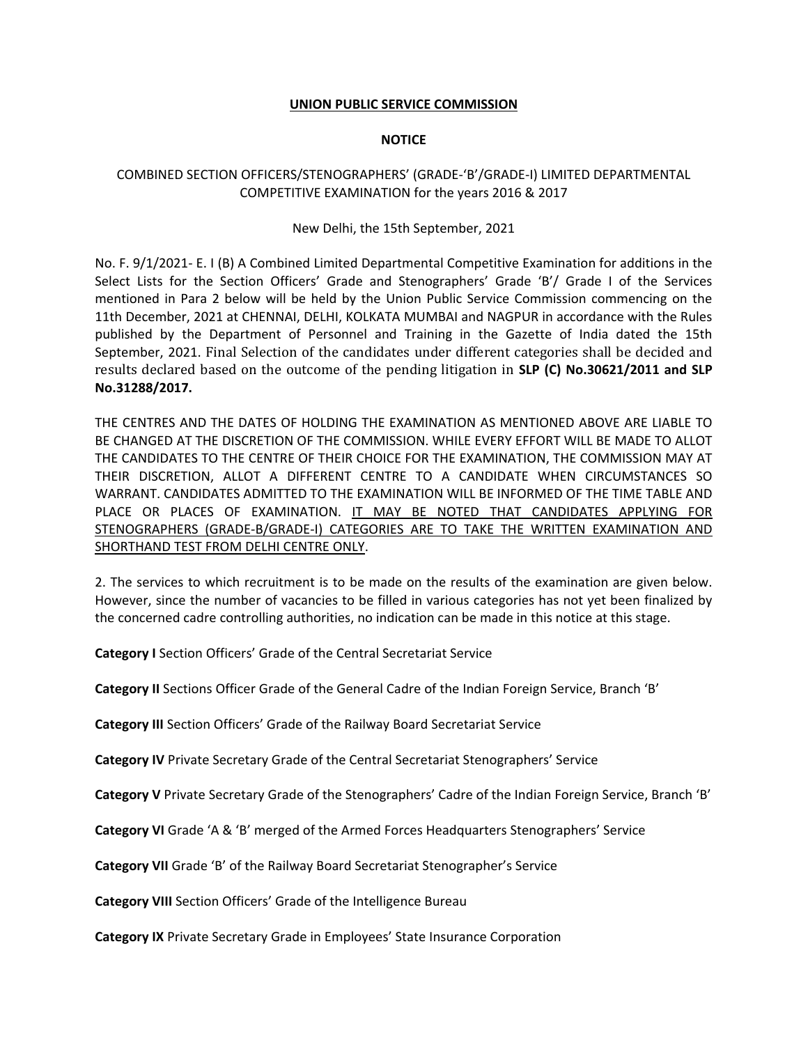**UNION PUBLIC SERVICE COMMISSION**

**NOTICE**

COMBINED SECTION OFFICERS/STENOGRAPHERS' (GRADE-'B'/GRADE-I) LIMITED DEPARTMENTAL COMPETITIVE EXAMINATION for the years 2016 & 2017

New Delhi, the 15th September, 2021

No. F. 9/1/2021- E. I (B) A Combined Limited Departmental Competitive Examination for additions in the Select Lists for the Section Officers' Grade and Stenographers' Grade 'B'/ Grade I of the Services mentioned in Para 2 below will be held by the Union Public Service Commission commencing on the 11th December, 2021 at CHENNAI, DELHI, KOLKATA MUMBAI and NAGPUR in accordance with the Rules published by the Department of Personnel and Training in the Gazette of India dated the 15th September, 2021. Final Selection of the candidates under different categories shall be decided and results declared based on the outcome of the pending litigation in **SLP (C) No.30621/2011 and SLP No.31288/2017.**

THE CENTRES AND THE DATES OF HOLDING THE EXAMINATION AS MENTIONED ABOVE ARE LIABLE TO BE CHANGED AT THE DISCRETION OF THE COMMISSION. WHILE EVERY EFFORT WILL BE MADE TO ALLOT THE CANDIDATES TO THE CENTRE OF THEIR CHOICE FOR THE EXAMINATION, THE COMMISSION MAY AT THEIR DISCRETION, ALLOT A DIFFERENT CENTRE TO A CANDIDATE WHEN CIRCUMSTANCES SO WARRANT. CANDIDATES ADMITTED TO THE EXAMINATION WILL BE INFORMED OF THE TIME TABLE AND PLACE OR PLACES OF EXAMINATION. IT MAY BE NOTED THAT CANDIDATES APPLYING FOR STENOGRAPHERS (GRADE-B/GRADE-I) CATEGORIES ARE TO TAKE THE WRITTEN EXAMINATION AND SHORTHAND TEST FROM DELHI CENTRE ONLY.

2. The services to which recruitment is to be made on the results of the examination are given below. However, since the number of vacancies to be filled in various categories has not yet been finalized by the concerned cadre controlling authorities, no indication can be made in this notice at this stage.

**Category I** Section Officers' Grade of the Central Secretariat Service

**Category II** Sections Officer Grade of the General Cadre of the Indian Foreign Service, Branch 'B'

**Category III** Section Officers' Grade of the Railway Board Secretariat Service

**Category IV** Private Secretary Grade of the Central Secretariat Stenographers' Service

**Category V** Private Secretary Grade of the Stenographers' Cadre of the Indian Foreign Service, Branch 'B'

**Category VI** Grade 'A & 'B' merged of the Armed Forces Headquarters Stenographers' Service

**Category VII** Grade 'B' of the Railway Board Secretariat Stenographer's Service

**Category VIII** Section Officers' Grade of the Intelligence Bureau

**Category IX** Private Secretary Grade in Employees' State Insurance Corporation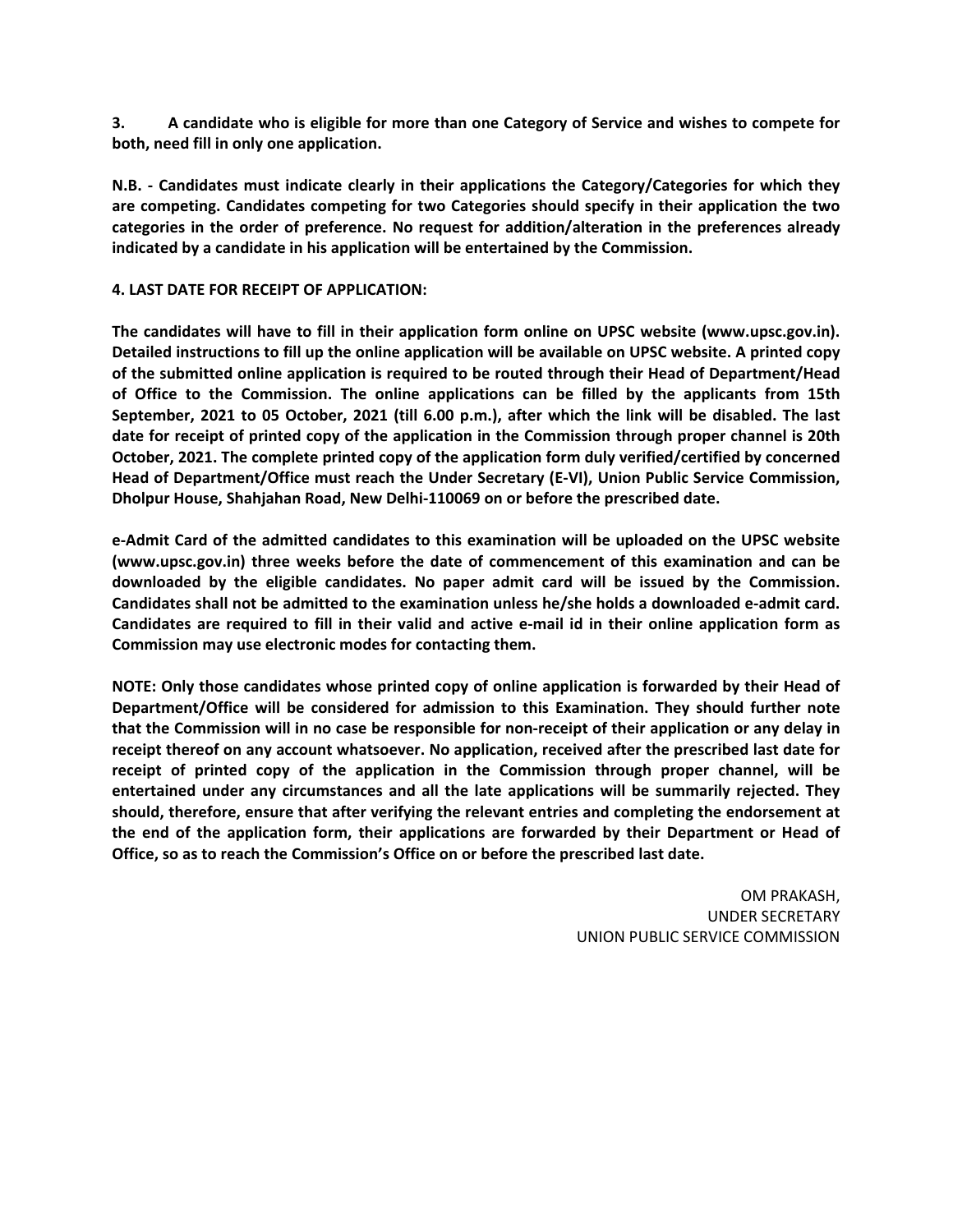**3. A candidate who is eligible for more than one Category of Service and wishes to compete for both, need fill in only one application.**

**N.B. - Candidates must indicate clearly in their applications the Category/Categories for which they are competing. Candidates competing for two Categories should specify in their application the two categories in the order of preference. No request for addition/alteration in the preferences already indicated by a candidate in his application will be entertained by the Commission.**

**4. LAST DATE FOR RECEIPT OF APPLICATION:**

**The candidates will have to fill in their application form online on UPSC website (www.upsc.gov.in). Detailed instructions to fill up the online application will be available on UPSC website. A printed copy of the submitted online application is required to be routed through their Head of Department/Head of Office to the Commission. The online applications can be filled by the applicants from 15th September, 2021 to 05 October, 2021 (till 6.00 p.m.), after which the link will be disabled. The last date for receipt of printed copy of the application in the Commission through proper channel is 20th October, 2021. The complete printed copy of the application form duly verified/certified by concerned Head of Department/Office must reach the Under Secretary (E-VI), Union Public Service Commission, Dholpur House, Shahjahan Road, New Delhi-110069 on or before the prescribed date.**

**e-Admit Card of the admitted candidates to this examination will be uploaded on the UPSC website (www.upsc.gov.in) three weeks before the date of commencement of this examination and can be downloaded by the eligible candidates. No paper admit card will be issued by the Commission. Candidates shall not be admitted to the examination unless he/she holds a downloaded e-admit card. Candidates are required to fill in their valid and active e-mail id in their online application form as Commission may use electronic modes for contacting them.**

**NOTE: Only those candidates whose printed copy of online application is forwarded by their Head of Department/Office will be considered for admission to this Examination. They should further note that the Commission will in no case be responsible for non-receipt of their application or any delay in receipt thereof on any account whatsoever. No application, received after the prescribed last date for receipt of printed copy of the application in the Commission through proper channel, will be entertained under any circumstances and all the late applications will be summarily rejected. They should, therefore, ensure that after verifying the relevant entries and completing the endorsement at the end of the application form, their applications are forwarded by their Department or Head of Office, so as to reach the Commission's Office on or before the prescribed last date.**

OM PRAKASH,
UNDER SECRETARY
UNION PUBLIC SERVICE COMMISSION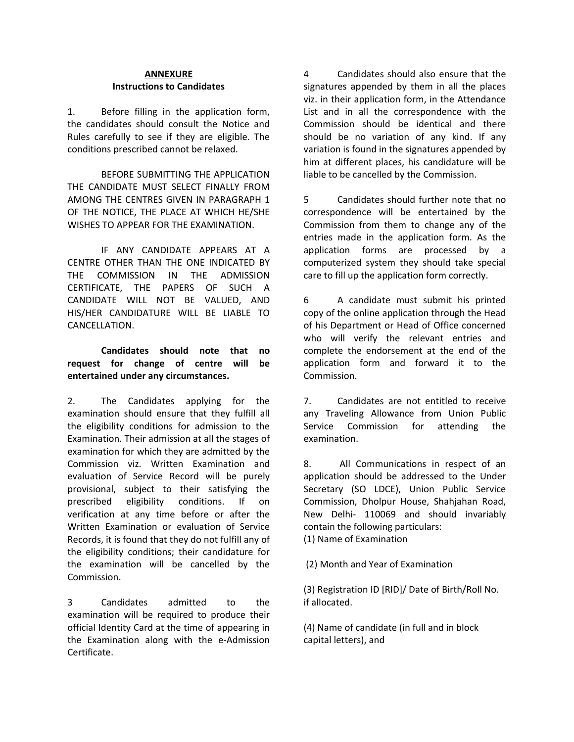**ANNEXURE**

**Instructions to Candidates**

1. Before filling in the application form, the candidates should consult the Notice and Rules carefully to see if they are eligible. The conditions prescribed cannot be relaxed.

BEFORE SUBMITTING THE APPLICATION THE CANDIDATE MUST SELECT FINALLY FROM AMONG THE CENTRES GIVEN IN PARAGRAPH 1 OF THE NOTICE, THE PLACE AT WHICH HE/SHE WISHES TO APPEAR FOR THE EXAMINATION.

IF ANY CANDIDATE APPEARS AT A CENTRE OTHER THAN THE ONE INDICATED BY THE COMMISSION IN THE ADMISSION CERTIFICATE, THE PAPERS OF SUCH A CANDIDATE WILL NOT BE VALUED, AND HIS/HER CANDIDATURE WILL BE LIABLE TO CANCELLATION.

**Candidates should note that no request for change of centre will be entertained under any circumstances.**

2. The Candidates applying for the examination should ensure that they fulfill all the eligibility conditions for admission to the Examination. Their admission at all the stages of examination for which they are admitted by the Commission viz. Written Examination and evaluation of Service Record will be purely provisional, subject to their satisfying the prescribed eligibility conditions. If on verification at any time before or after the Written Examination or evaluation of Service Records, it is found that they do not fulfill any of the eligibility conditions; their candidature for the examination will be cancelled by the Commission.

3 Candidates admitted to the examination will be required to produce their official Identity Card at the time of appearing in the Examination along with the e-Admission Certificate.

4 Candidates should also ensure that the signatures appended by them in all the places viz. in their application form, in the Attendance List and in all the correspondence with the Commission should be identical and there should be no variation of any kind. If any variation is found in the signatures appended by him at different places, his candidature will be liable to be cancelled by the Commission.

5 Candidates should further note that no correspondence will be entertained by the Commission from them to change any of the entries made in the application form. As the application forms are processed by a computerized system they should take special care to fill up the application form correctly.

6 A candidate must submit his printed copy of the online application through the Head of his Department or Head of Office concerned who will verify the relevant entries and complete the endorsement at the end of the application form and forward it to the Commission.

7. Candidates are not entitled to receive any Traveling Allowance from Union Public Service Commission for attending the examination.

8. All Communications in respect of an application should be addressed to the Under Secretary (SO LDCE), Union Public Service Commission, Dholpur House, Shahjahan Road, New Delhi- 110069 and should invariably contain the following particulars:

(1) Name of Examination

(2) Month and Year of Examination

(3) Registration ID [RID]/ Date of Birth/Roll No. if allocated.

(4) Name of candidate (in full and in block capital letters), and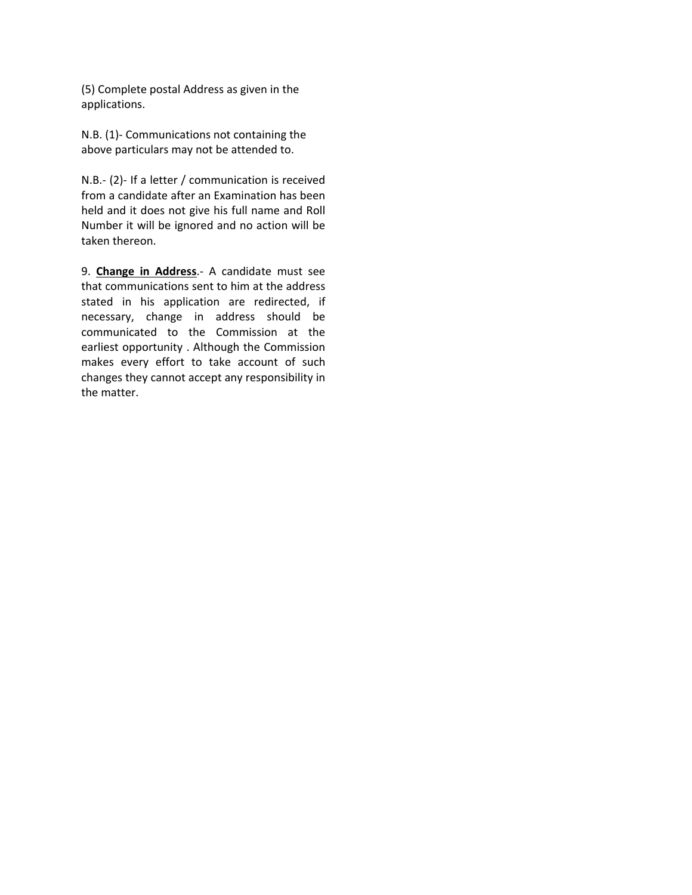(5) Complete postal Address as given in the applications.

N.B. (1)- Communications not containing the above particulars may not be attended to.

N.B.- (2)- If a letter / communication is received from a candidate after an Examination has been held and it does not give his full name and Roll Number it will be ignored and no action will be taken thereon.

9. **Change in Address**.- A candidate must see that communications sent to him at the address stated in his application are redirected, if necessary, change in address should be communicated to the Commission at the earliest opportunity . Although the Commission makes every effort to take account of such changes they cannot accept any responsibility in the matter.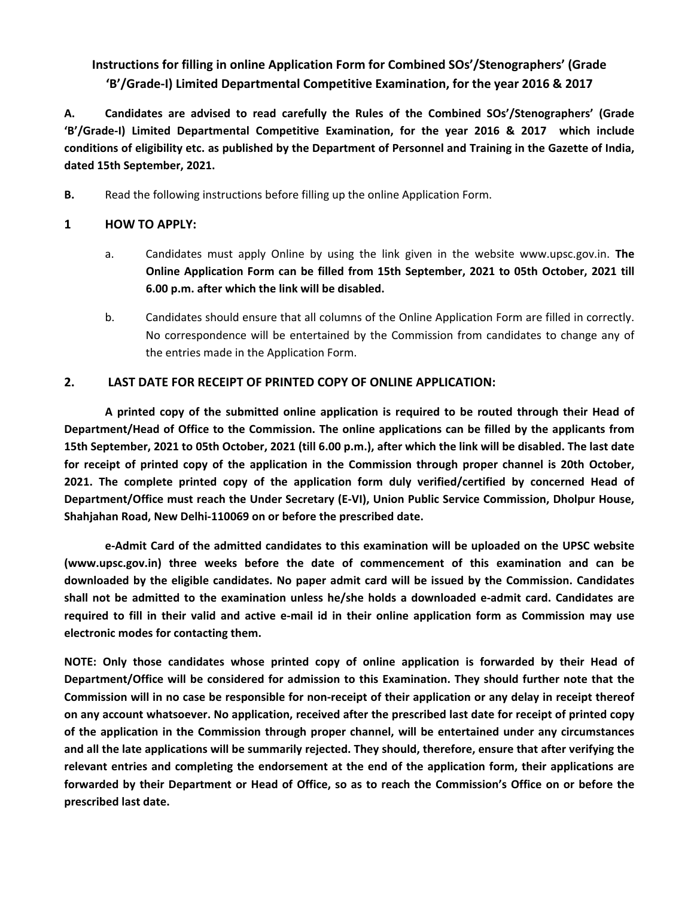# Instructions for filling in online Application Form for Combined SOs'/Stenographers' (Grade 'B'/Grade-I) Limited Departmental Competitive Examination, for the year 2016 & 2017

**A. Candidates are advised to read carefully the Rules of the Combined SOs'/Stenographers' (Grade 'B'/Grade-I) Limited Departmental Competitive Examination, for the year 2016 & 2017 which include conditions of eligibility etc. as published by the Department of Personnel and Training in the Gazette of India, dated 15th September, 2021.**

**B.** Read the following instructions before filling up the online Application Form.

## 1 HOW TO APPLY:

a. Candidates must apply Online by using the link given in the website www.upsc.gov.in. **The Online Application Form can be filled from 15th September, 2021 to 05th October, 2021 till 6.00 p.m. after which the link will be disabled.**

b. Candidates should ensure that all columns of the Online Application Form are filled in correctly. No correspondence will be entertained by the Commission from candidates to change any of the entries made in the Application Form.

## 2. LAST DATE FOR RECEIPT OF PRINTED COPY OF ONLINE APPLICATION:

**A printed copy of the submitted online application is required to be routed through their Head of Department/Head of Office to the Commission. The online applications can be filled by the applicants from 15th September, 2021 to 05th October, 2021 (till 6.00 p.m.), after which the link will be disabled. The last date for receipt of printed copy of the application in the Commission through proper channel is 20th October, 2021. The complete printed copy of the application form duly verified/certified by concerned Head of Department/Office must reach the Under Secretary (E-VI), Union Public Service Commission, Dholpur House, Shahjahan Road, New Delhi-110069 on or before the prescribed date.**

**e-Admit Card of the admitted candidates to this examination will be uploaded on the UPSC website (www.upsc.gov.in) three weeks before the date of commencement of this examination and can be downloaded by the eligible candidates. No paper admit card will be issued by the Commission. Candidates shall not be admitted to the examination unless he/she holds a downloaded e-admit card. Candidates are required to fill in their valid and active e-mail id in their online application form as Commission may use electronic modes for contacting them.**

**NOTE: Only those candidates whose printed copy of online application is forwarded by their Head of Department/Office will be considered for admission to this Examination. They should further note that the Commission will in no case be responsible for non-receipt of their application or any delay in receipt thereof on any account whatsoever. No application, received after the prescribed last date for receipt of printed copy of the application in the Commission through proper channel, will be entertained under any circumstances and all the late applications will be summarily rejected. They should, therefore, ensure that after verifying the relevant entries and completing the endorsement at the end of the application form, their applications are forwarded by their Department or Head of Office, so as to reach the Commission's Office on or before the prescribed last date.**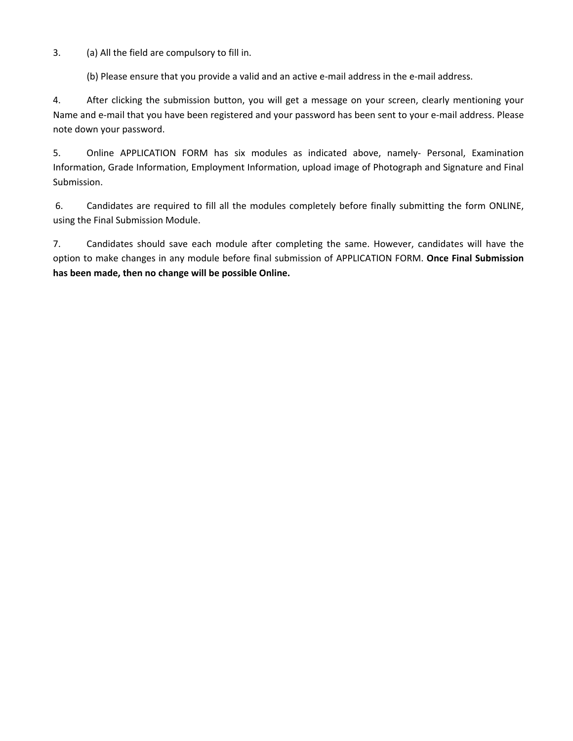3. (a) All the field are compulsory to fill in.

   (b) Please ensure that you provide a valid and an active e-mail address in the e-mail address.

4. After clicking the submission button, you will get a message on your screen, clearly mentioning your Name and e-mail that you have been registered and your password has been sent to your e-mail address. Please note down your password.

5. Online APPLICATION FORM has six modules as indicated above, namely- Personal, Examination Information, Grade Information, Employment Information, upload image of Photograph and Signature and Final Submission.

6. Candidates are required to fill all the modules completely before finally submitting the form ONLINE, using the Final Submission Module.

7. Candidates should save each module after completing the same. However, candidates will have the option to make changes in any module before final submission of APPLICATION FORM. **Once Final Submission has been made, then no change will be possible Online.**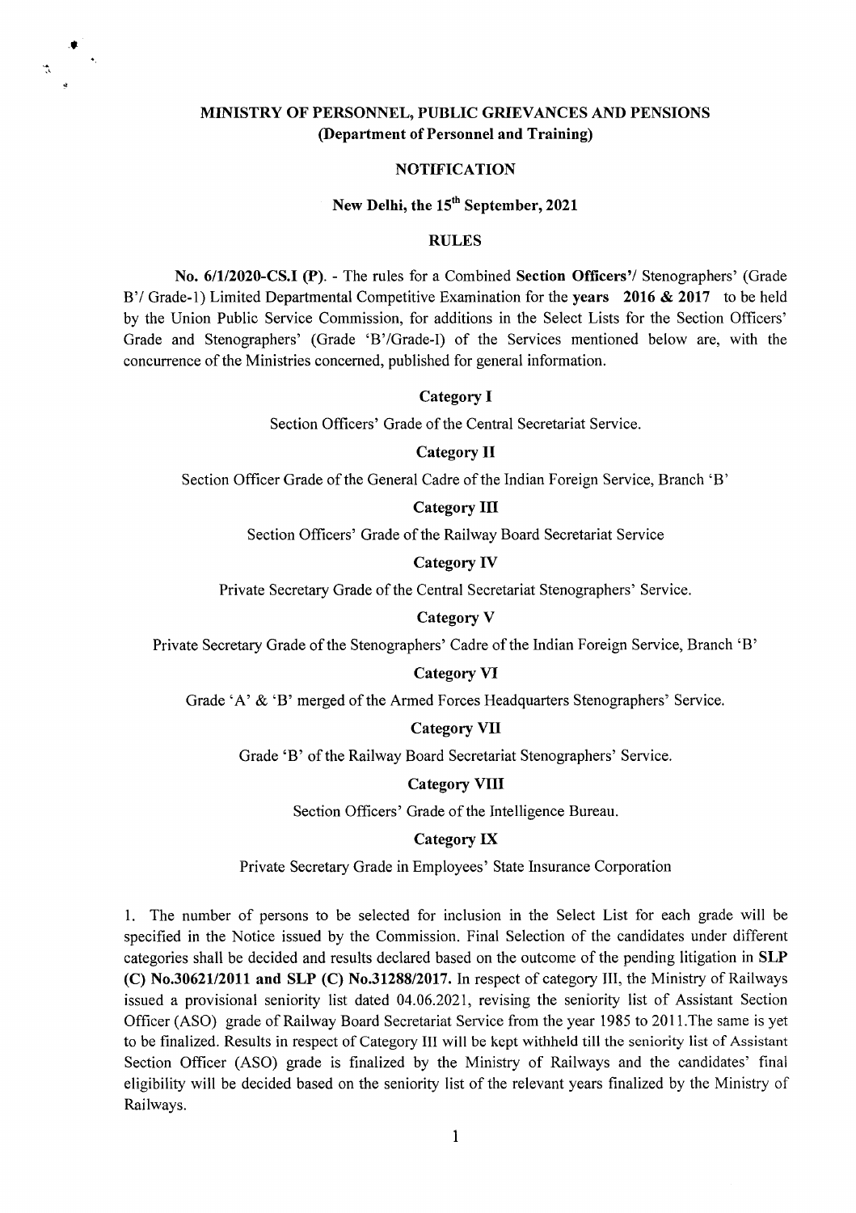**MINISTRY OF PERSONNEL, PUBLIC GRIEVANCES AND PENSIONS**
**(Department of Personnel and Training)**

**NOTIFICATION**

**New Delhi, the 15th September, 2021**

**RULES**

**No. 6/1/2020-CS.I (P).** - The rules for a Combined **Section Officers'**/ Stenographers' (Grade B'/ Grade-1) Limited Departmental Competitive Examination for the **years 2016 & 2017** to be held by the Union Public Service Commission, for additions in the Select Lists for the Section Officers' Grade and Stenographers' (Grade 'B'/Grade-I) of the Services mentioned below are, with the concurrence of the Ministries concerned, published for general information.

**Category I**

Section Officers' Grade of the Central Secretariat Service.

**Category II**

Section Officer Grade of the General Cadre of the Indian Foreign Service, Branch 'B'

**Category III**

Section Officers' Grade of the Railway Board Secretariat Service

**Category IV**

Private Secretary Grade of the Central Secretariat Stenographers' Service.

**Category V**

Private Secretary Grade of the Stenographers' Cadre of the Indian Foreign Service, Branch 'B'

**Category VI**

Grade 'A' & 'B' merged of the Armed Forces Headquarters Stenographers' Service.

**Category VII**

Grade 'B' of the Railway Board Secretariat Stenographers' Service.

**Category VIII**

Section Officers' Grade of the Intelligence Bureau.

**Category IX**

Private Secretary Grade in Employees' State Insurance Corporation

1. The number of persons to be selected for inclusion in the Select List for each grade will be specified in the Notice issued by the Commission. Final Selection of the candidates under different categories shall be decided and results declared based on the outcome of the pending litigation in **SLP (C) No.30621/2011 and SLP (C) No.31288/2017.** In respect of category III, the Ministry of Railways issued a provisional seniority list dated 04.06.2021, revising the seniority list of Assistant Section Officer (ASO) grade of Railway Board Secretariat Service from the year 1985 to 2011.The same is yet to be finalized. Results in respect of Category III will be kept withheld till the seniority list of Assistant Section Officer (ASO) grade is finalized by the Ministry of Railways and the candidates' final eligibility will be decided based on the seniority list of the relevant years finalized by the Ministry of Railways.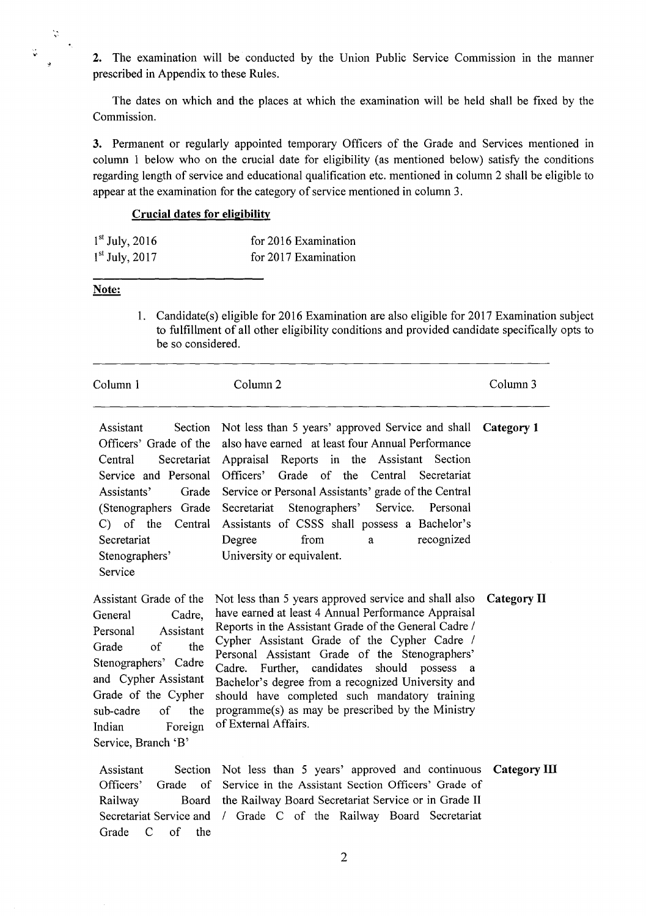**2.** The examination will be conducted by the Union Public Service Commission in the manner prescribed in Appendix to these Rules.

The dates on which and the places at which the examination will be held shall be fixed by the Commission.

**3.** Permanent or regularly appointed temporary Officers of the Grade and Services mentioned in column 1 below who on the crucial date for eligibility (as mentioned below) satisfy the conditions regarding length of service and educational qualification etc. mentioned in column 2 shall be eligible to appear at the examination for the category of service mentioned in column 3.

**Crucial dates for eligibility**

| | |
|---|---|
| 1st July, 2016 | for 2016 Examination |
| 1st July, 2017 | for 2017 Examination |

**Note:**

1. Candidate(s) eligible for 2016 Examination are also eligible for 2017 Examination subject to fulfillment of all other eligibility conditions and provided candidate specifically opts to be so considered.

| Column 1 | Column 2 | Column 3 |
|---|---|---|
| Assistant Section Officers' Grade of the Central Secretariat Service and Personal Assistants' Grade (Stenographers Grade C) of the Central Secretariat Stenographers' Service | Not less than 5 years' approved Service and shall also have earned at least four Annual Performance Appraisal Reports in the Assistant Section Officers' Grade of the Central Secretariat Service or Personal Assistants' grade of the Central Secretariat Stenographers' Service. Personal Assistants of CSSS shall possess a Bachelor's Degree from a recognized University or equivalent. | **Category 1** |
| Assistant Grade of the General Cadre, Personal Assistant Grade of the Stenographers' Cadre and Cypher Assistant Grade of the Cypher sub-cadre of the Indian Foreign Service, Branch 'B' | Not less than 5 years approved service and shall also have earned at least 4 Annual Performance Appraisal Reports in the Assistant Grade of the General Cadre / Cypher Assistant Grade of the Cypher Cadre / Personal Assistant Grade of the Stenographers' Cadre. Further, candidates should possess a Bachelor's degree from a recognized University and should have completed such mandatory training programme(s) as may be prescribed by the Ministry of External Affairs. | **Category II** |
| Assistant Section Officers' Grade of Railway Board Secretariat Service and Grade C of the | Not less than 5 years' approved and continuous Service in the Assistant Section Officers' Grade of the Railway Board Secretariat Service or in Grade II / Grade C of the Railway Board Secretariat | **Category III** |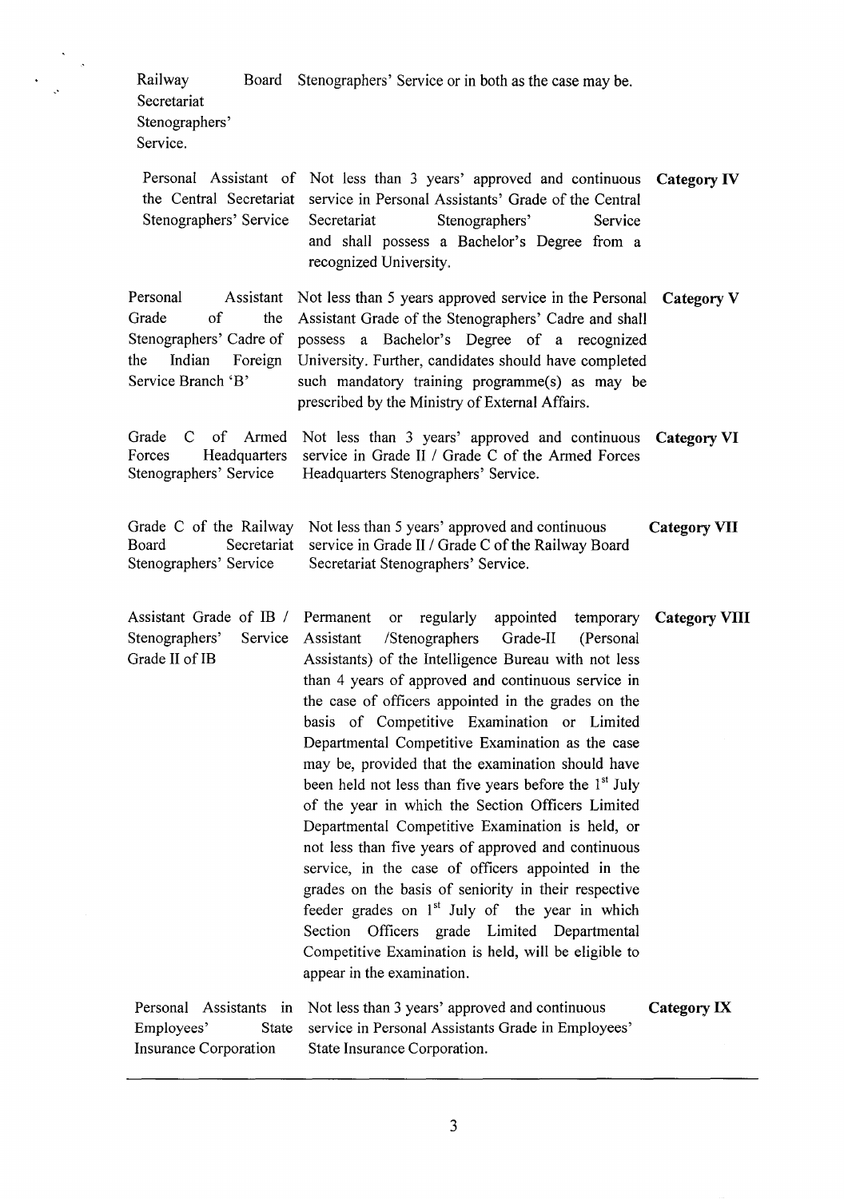| | | |
|---|---|---|
| Railway Board Secretariat Stenographers' Service. | Stenographers' Service or in both as the case may be. | |
| Personal Assistant of the Central Secretariat Stenographers' Service | Not less than 3 years' approved and continuous service in Personal Assistants' Grade of the Central Secretariat Stenographers' Service and shall possess a Bachelor's Degree from a recognized University. | **Category IV** |
| Personal Assistant Grade of the Stenographers' Cadre of the Indian Foreign Service Branch 'B' | Not less than 5 years approved service in the Personal Assistant Grade of the Stenographers' Cadre and shall possess a Bachelor's Degree of a recognized University. Further, candidates should have completed such mandatory training programme(s) as may be prescribed by the Ministry of External Affairs. | **Category V** |
| Grade C of Armed Forces Headquarters Stenographers' Service | Not less than 3 years' approved and continuous service in Grade II / Grade C of the Armed Forces Headquarters Stenographers' Service. | **Category VI** |
| Grade C of the Railway Board Secretariat Stenographers' Service | Not less than 5 years' approved and continuous service in Grade II / Grade C of the Railway Board Secretariat Stenographers' Service. | **Category VII** |
| Assistant Grade of IB / Stenographers' Service Grade II of IB | Permanent or regularly appointed temporary Assistant /Stenographers Grade-II (Personal Assistants) of the Intelligence Bureau with not less than 4 years of approved and continuous service in the case of officers appointed in the grades on the basis of Competitive Examination or Limited Departmental Competitive Examination as the case may be, provided that the examination should have been held not less than five years before the 1st July of the year in which the Section Officers Limited Departmental Competitive Examination is held, or not less than five years of approved and continuous service, in the case of officers appointed in the grades on the basis of seniority in their respective feeder grades on 1st July of the year in which Section Officers grade Limited Departmental Competitive Examination is held, will be eligible to appear in the examination. | **Category VIII** |
| Personal Assistants in Employees' State Insurance Corporation | Not less than 3 years' approved and continuous service in Personal Assistants Grade in Employees' State Insurance Corporation. | **Category IX** |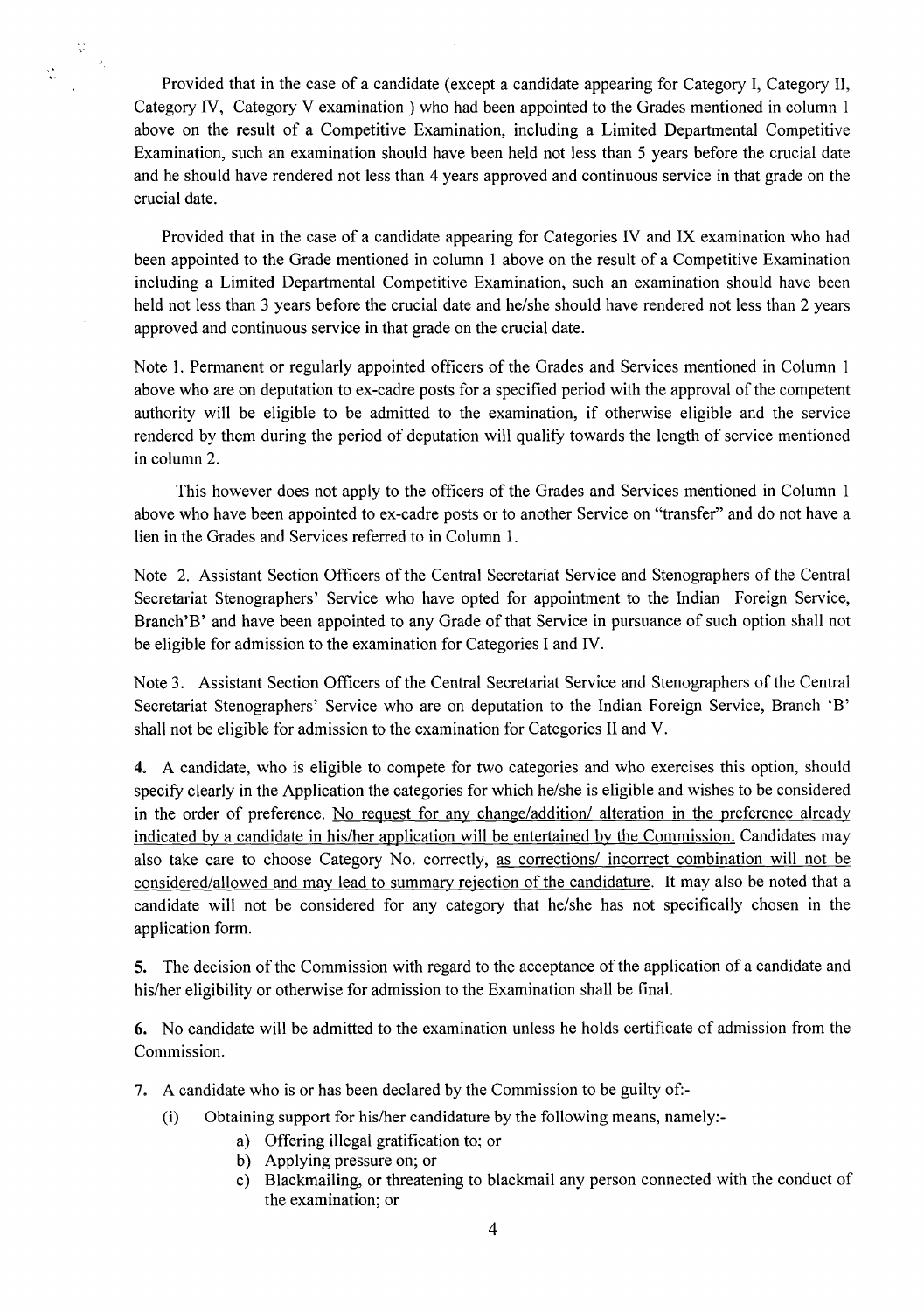Provided that in the case of a candidate (except a candidate appearing for Category I, Category II, Category IV, Category V examination ) who had been appointed to the Grades mentioned in column 1 above on the result of a Competitive Examination, including a Limited Departmental Competitive Examination, such an examination should have been held not less than 5 years before the crucial date and he should have rendered not less than 4 years approved and continuous service in that grade on the crucial date.

Provided that in the case of a candidate appearing for Categories IV and IX examination who had been appointed to the Grade mentioned in column 1 above on the result of a Competitive Examination including a Limited Departmental Competitive Examination, such an examination should have been held not less than 3 years before the crucial date and he/she should have rendered not less than 2 years approved and continuous service in that grade on the crucial date.

Note 1. Permanent or regularly appointed officers of the Grades and Services mentioned in Column 1 above who are on deputation to ex-cadre posts for a specified period with the approval of the competent authority will be eligible to be admitted to the examination, if otherwise eligible and the service rendered by them during the period of deputation will qualify towards the length of service mentioned in column 2.

This however does not apply to the officers of the Grades and Services mentioned in Column 1 above who have been appointed to ex-cadre posts or to another Service on "transfer" and do not have a lien in the Grades and Services referred to in Column 1.

Note 2. Assistant Section Officers of the Central Secretariat Service and Stenographers of the Central Secretariat Stenographers' Service who have opted for appointment to the Indian Foreign Service, Branch'B' and have been appointed to any Grade of that Service in pursuance of such option shall not be eligible for admission to the examination for Categories I and IV.

Note 3. Assistant Section Officers of the Central Secretariat Service and Stenographers of the Central Secretariat Stenographers' Service who are on deputation to the Indian Foreign Service, Branch 'B' shall not be eligible for admission to the examination for Categories II and V.

**4.** A candidate, who is eligible to compete for two categories and who exercises this option, should specify clearly in the Application the categories for which he/she is eligible and wishes to be considered in the order of preference. No request for any change/addition/ alteration in the preference already indicated by a candidate in his/her application will be entertained by the Commission. Candidates may also take care to choose Category No. correctly, as corrections/ incorrect combination will not be considered/allowed and may lead to summary rejection of the candidature. It may also be noted that a candidate will not be considered for any category that he/she has not specifically chosen in the application form.

**5.** The decision of the Commission with regard to the acceptance of the application of a candidate and his/her eligibility or otherwise for admission to the Examination shall be final.

**6.** No candidate will be admitted to the examination unless he holds certificate of admission from the Commission.

**7.** A candidate who is or has been declared by the Commission to be guilty of:-

(i) Obtaining support for his/her candidature by the following means, namely:-

a) Offering illegal gratification to; or
b) Applying pressure on; or
c) Blackmailing, or threatening to blackmail any person connected with the conduct of the examination; or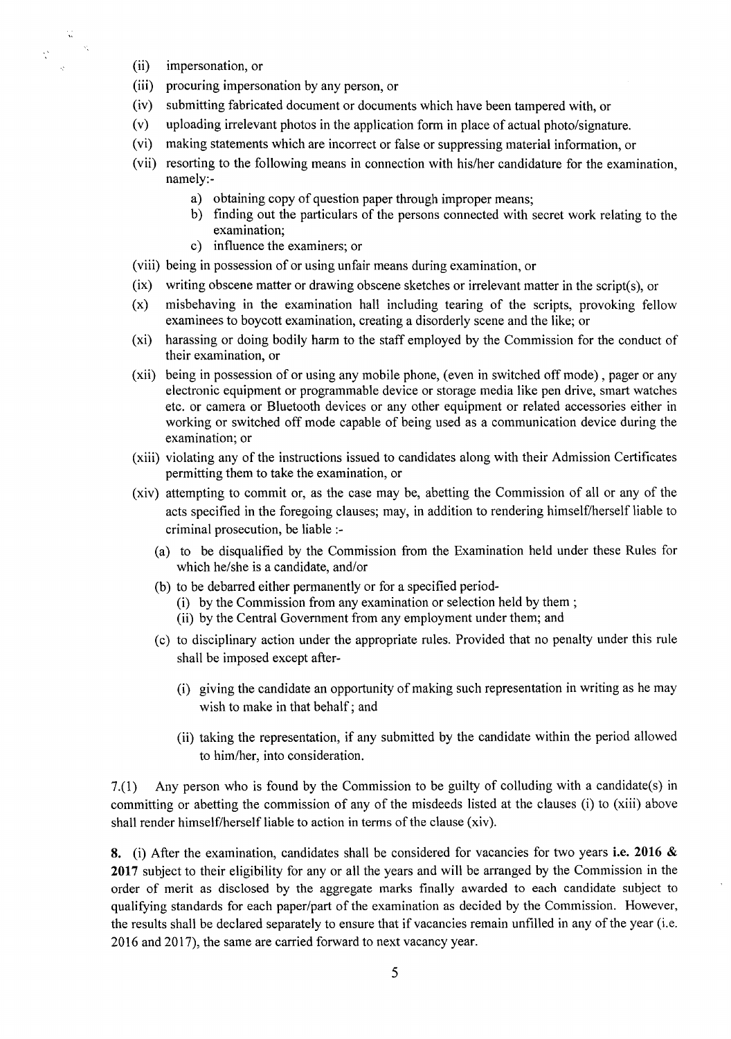(ii) impersonation, or

(iii) procuring impersonation by any person, or

(iv) submitting fabricated document or documents which have been tampered with, or

(v) uploading irrelevant photos in the application form in place of actual photo/signature.

(vi) making statements which are incorrect or false or suppressing material information, or

(vii) resorting to the following means in connection with his/her candidature for the examination, namely:-

  a) obtaining copy of question paper through improper means;

  b) finding out the particulars of the persons connected with secret work relating to the examination;

  c) influence the examiners; or

(viii) being in possession of or using unfair means during examination, or

(ix) writing obscene matter or drawing obscene sketches or irrelevant matter in the script(s), or

(x) misbehaving in the examination hall including tearing of the scripts, provoking fellow examinees to boycott examination, creating a disorderly scene and the like; or

(xi) harassing or doing bodily harm to the staff employed by the Commission for the conduct of their examination, or

(xii) being in possession of or using any mobile phone, (even in switched off mode) , pager or any electronic equipment or programmable device or storage media like pen drive, smart watches etc. or camera or Bluetooth devices or any other equipment or related accessories either in working or switched off mode capable of being used as a communication device during the examination; or

(xiii) violating any of the instructions issued to candidates along with their Admission Certificates permitting them to take the examination, or

(xiv) attempting to commit or, as the case may be, abetting the Commission of all or any of the acts specified in the foregoing clauses; may, in addition to rendering himself/herself liable to criminal prosecution, be liable :-

  (a) to be disqualified by the Commission from the Examination held under these Rules for which he/she is a candidate, and/or

  (b) to be debarred either permanently or for a specified period-

    (i) by the Commission from any examination or selection held by them ;

    (ii) by the Central Government from any employment under them; and

  (c) to disciplinary action under the appropriate rules. Provided that no penalty under this rule shall be imposed except after-

    (i) giving the candidate an opportunity of making such representation in writing as he may wish to make in that behalf ; and

    (ii) taking the representation, if any submitted by the candidate within the period allowed to him/her, into consideration.

7.(1) Any person who is found by the Commission to be guilty of colluding with a candidate(s) in committing or abetting the commission of any of the misdeeds listed at the clauses (i) to (xiii) above shall render himself/herself liable to action in terms of the clause (xiv).

**8.** (i) After the examination, candidates shall be considered for vacancies for two years **i.e. 2016 & 2017** subject to their eligibility for any or all the years and will be arranged by the Commission in the order of merit as disclosed by the aggregate marks finally awarded to each candidate subject to qualifying standards for each paper/part of the examination as decided by the Commission. However, the results shall be declared separately to ensure that if vacancies remain unfilled in any of the year (i.e. 2016 and 2017), the same are carried forward to next vacancy year.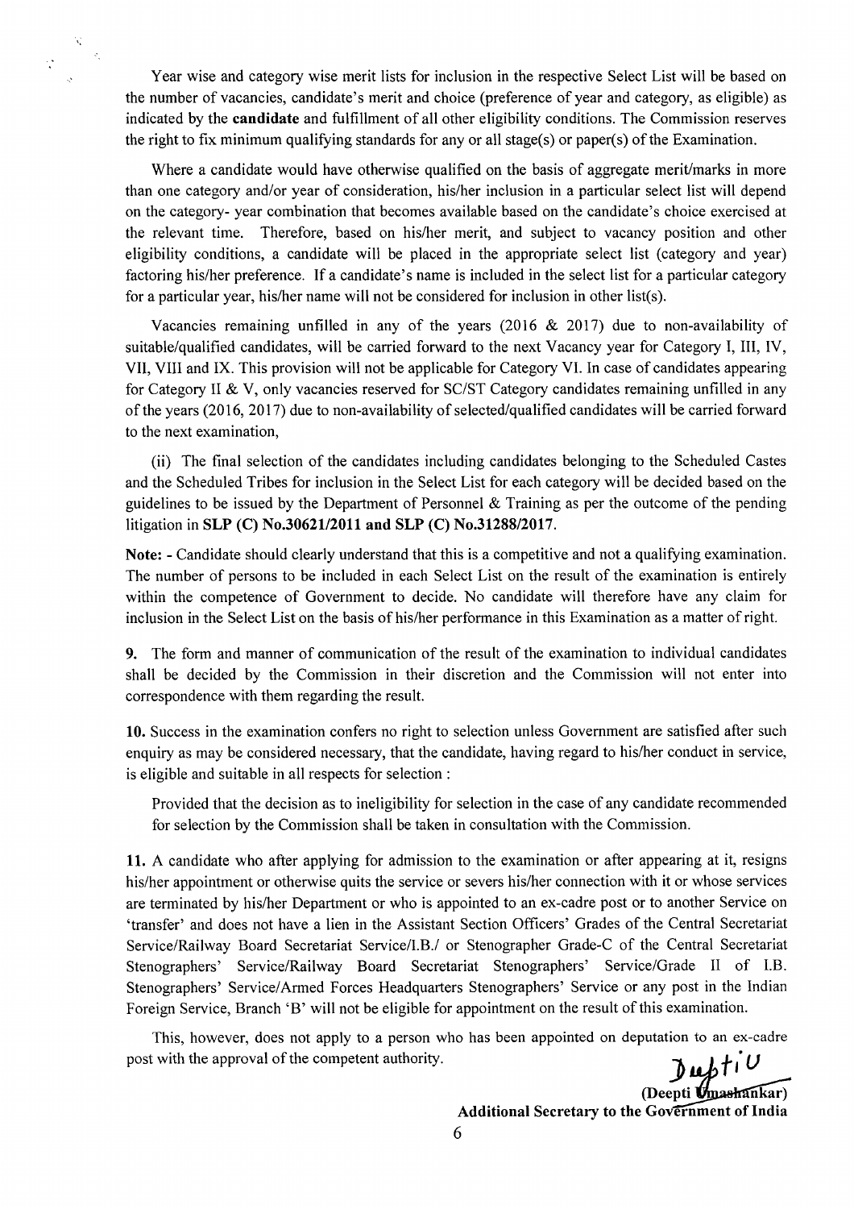Year wise and category wise merit lists for inclusion in the respective Select List will be based on the number of vacancies, candidate's merit and choice (preference of year and category, as eligible) as indicated by the **candidate** and fulfillment of all other eligibility conditions. The Commission reserves the right to fix minimum qualifying standards for any or all stage(s) or paper(s) of the Examination.

Where a candidate would have otherwise qualified on the basis of aggregate merit/marks in more than one category and/or year of consideration, his/her inclusion in a particular select list will depend on the category- year combination that becomes available based on the candidate's choice exercised at the relevant time. Therefore, based on his/her merit, and subject to vacancy position and other eligibility conditions, a candidate will be placed in the appropriate select list (category and year) factoring his/her preference. If a candidate's name is included in the select list for a particular category for a particular year, his/her name will not be considered for inclusion in other list(s).

Vacancies remaining unfilled in any of the years (2016 & 2017) due to non-availability of suitable/qualified candidates, will be carried forward to the next Vacancy year for Category I, III, IV, VII, VIII and IX. This provision will not be applicable for Category VI. In case of candidates appearing for Category II & V, only vacancies reserved for SC/ST Category candidates remaining unfilled in any of the years (2016, 2017) due to non-availability of selected/qualified candidates will be carried forward to the next examination,

(ii) The final selection of the candidates including candidates belonging to the Scheduled Castes and the Scheduled Tribes for inclusion in the Select List for each category will be decided based on the guidelines to be issued by the Department of Personnel & Training as per the outcome of the pending litigation in **SLP (C) No.30621/2011 and SLP (C) No.31288/2017**.

**Note:** - Candidate should clearly understand that this is a competitive and not a qualifying examination. The number of persons to be included in each Select List on the result of the examination is entirely within the competence of Government to decide. No candidate will therefore have any claim for inclusion in the Select List on the basis of his/her performance in this Examination as a matter of right.

**9.** The form and manner of communication of the result of the examination to individual candidates shall be decided by the Commission in their discretion and the Commission will not enter into correspondence with them regarding the result.

**10.** Success in the examination confers no right to selection unless Government are satisfied after such enquiry as may be considered necessary, that the candidate, having regard to his/her conduct in service, is eligible and suitable in all respects for selection :

Provided that the decision as to ineligibility for selection in the case of any candidate recommended for selection by the Commission shall be taken in consultation with the Commission.

**11.** A candidate who after applying for admission to the examination or after appearing at it, resigns his/her appointment or otherwise quits the service or severs his/her connection with it or whose services are terminated by his/her Department or who is appointed to an ex-cadre post or to another Service on 'transfer' and does not have a lien in the Assistant Section Officers' Grades of the Central Secretariat Service/Railway Board Secretariat Service/I.B./ or Stenographer Grade-C of the Central Secretariat Stenographers' Service/Railway Board Secretariat Stenographers' Service/Grade II of I.B. Stenographers' Service/Armed Forces Headquarters Stenographers' Service or any post in the Indian Foreign Service, Branch 'B' will not be eligible for appointment on the result of this examination.

This, however, does not apply to a person who has been appointed on deputation to an ex-cadre post with the approval of the competent authority.

(Deepti Umashankar)
**Additional Secretary to the Government of India**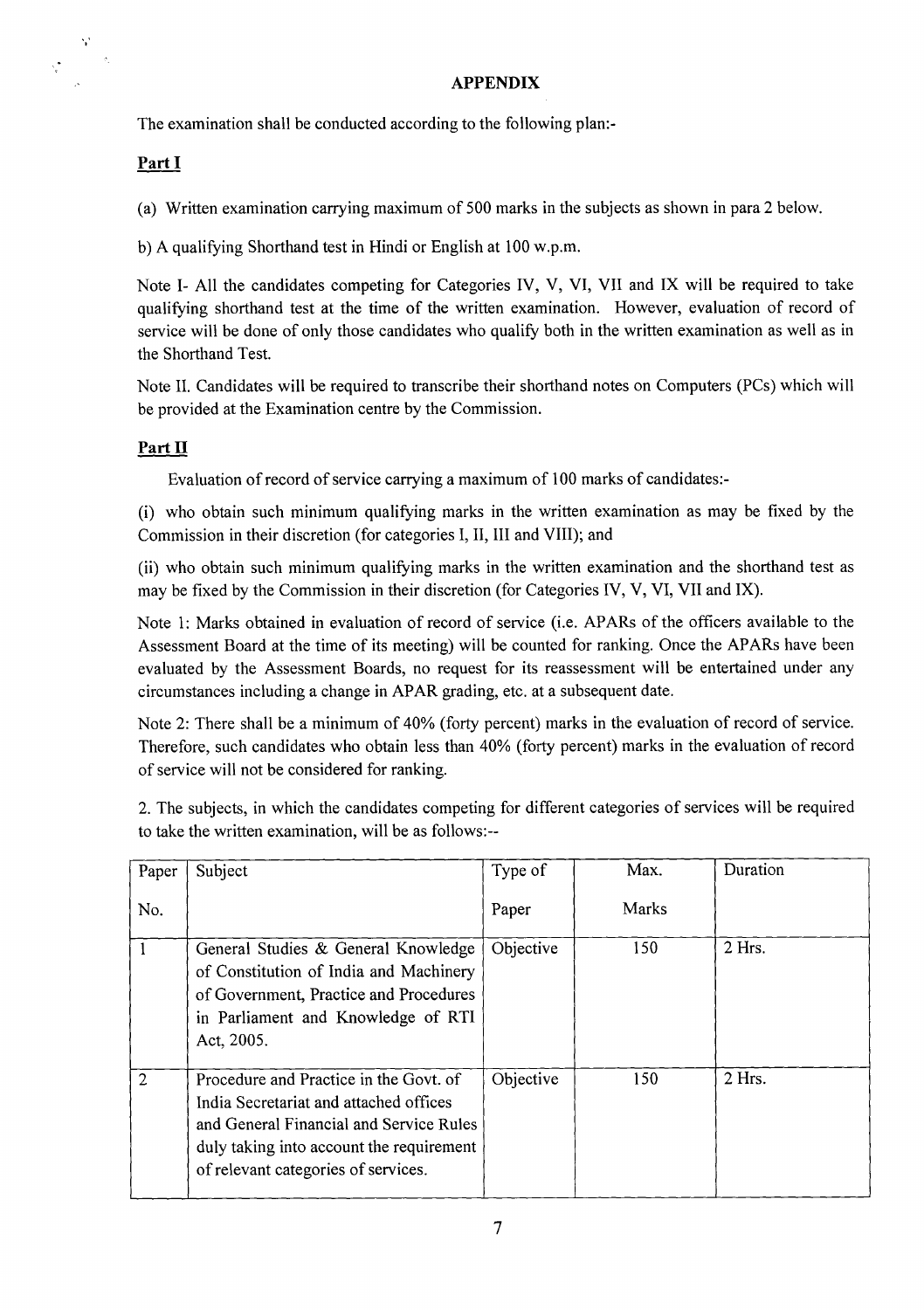# APPENDIX

The examination shall be conducted according to the following plan:-

**Part I**

(a) Written examination carrying maximum of 500 marks in the subjects as shown in para 2 below.

b) A qualifying Shorthand test in Hindi or English at 100 w.p.m.

Note I- All the candidates competing for Categories IV, V, VI, VII and IX will be required to take qualifying shorthand test at the time of the written examination. However, evaluation of record of service will be done of only those candidates who qualify both in the written examination as well as in the Shorthand Test.

Note II. Candidates will be required to transcribe their shorthand notes on Computers (PCs) which will be provided at the Examination centre by the Commission.

**Part II**

Evaluation of record of service carrying a maximum of 100 marks of candidates:-

(i) who obtain such minimum qualifying marks in the written examination as may be fixed by the Commission in their discretion (for categories I, II, III and VIII); and

(ii) who obtain such minimum qualifying marks in the written examination and the shorthand test as may be fixed by the Commission in their discretion (for Categories IV, V, VI, VII and IX).

Note 1: Marks obtained in evaluation of record of service (i.e. APARs of the officers available to the Assessment Board at the time of its meeting) will be counted for ranking. Once the APARs have been evaluated by the Assessment Boards, no request for its reassessment will be entertained under any circumstances including a change in APAR grading, etc. at a subsequent date.

Note 2: There shall be a minimum of 40% (forty percent) marks in the evaluation of record of service. Therefore, such candidates who obtain less than 40% (forty percent) marks in the evaluation of record of service will not be considered for ranking.

2. The subjects, in which the candidates competing for different categories of services will be required to take the written examination, will be as follows:--

| Paper No. | Subject | Type of Paper | Max. Marks | Duration |
|---|---|---|---|---|
| 1 | General Studies & General Knowledge of Constitution of India and Machinery of Government, Practice and Procedures in Parliament and Knowledge of RTI Act, 2005. | Objective | 150 | 2 Hrs. |
| 2 | Procedure and Practice in the Govt. of India Secretariat and attached offices and General Financial and Service Rules duly taking into account the requirement of relevant categories of services. | Objective | 150 | 2 Hrs. |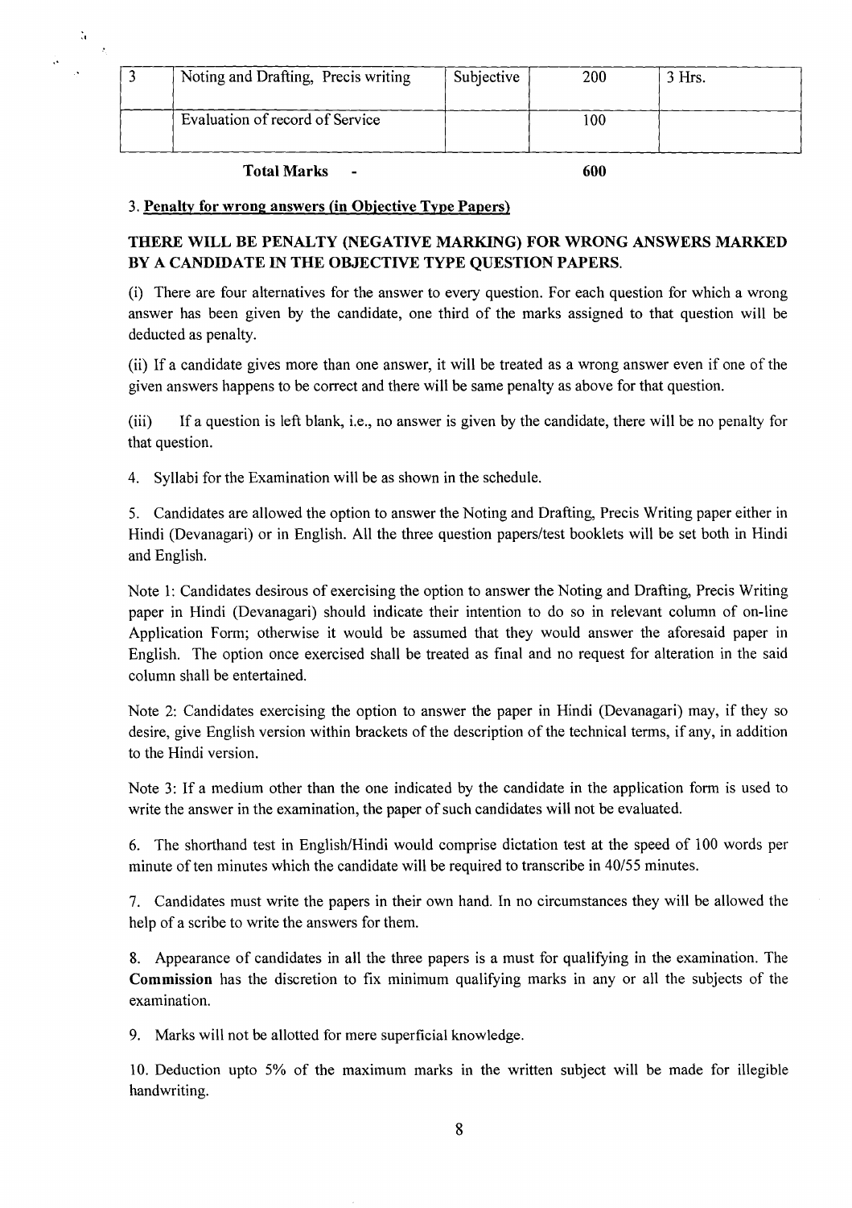| 3 | Noting and Drafting, Precis writing | Subjective | 200 | 3 Hrs. |
|---|---|---|---|---|
| | Evaluation of record of Service | | 100 | |
| | **Total Marks -** | | **600** | |

3. **Penalty for wrong answers (in Objective Type Papers)**

**THERE WILL BE PENALTY (NEGATIVE MARKING) FOR WRONG ANSWERS MARKED BY A CANDIDATE IN THE OBJECTIVE TYPE QUESTION PAPERS.**

(i) There are four alternatives for the answer to every question. For each question for which a wrong answer has been given by the candidate, one third of the marks assigned to that question will be deducted as penalty.

(ii) If a candidate gives more than one answer, it will be treated as a wrong answer even if one of the given answers happens to be correct and there will be same penalty as above for that question.

(iii) If a question is left blank, i.e., no answer is given by the candidate, there will be no penalty for that question.

4. Syllabi for the Examination will be as shown in the schedule.

5. Candidates are allowed the option to answer the Noting and Drafting, Precis Writing paper either in Hindi (Devanagari) or in English. All the three question papers/test booklets will be set both in Hindi and English.

Note 1: Candidates desirous of exercising the option to answer the Noting and Drafting, Precis Writing paper in Hindi (Devanagari) should indicate their intention to do so in relevant column of on-line Application Form; otherwise it would be assumed that they would answer the aforesaid paper in English. The option once exercised shall be treated as final and no request for alteration in the said column shall be entertained.

Note 2: Candidates exercising the option to answer the paper in Hindi (Devanagari) may, if they so desire, give English version within brackets of the description of the technical terms, if any, in addition to the Hindi version.

Note 3: If a medium other than the one indicated by the candidate in the application form is used to write the answer in the examination, the paper of such candidates will not be evaluated.

6. The shorthand test in English/Hindi would comprise dictation test at the speed of 100 words per minute of ten minutes which the candidate will be required to transcribe in 40/55 minutes.

7. Candidates must write the papers in their own hand. In no circumstances they will be allowed the help of a scribe to write the answers for them.

8. Appearance of candidates in all the three papers is a must for qualifying in the examination. The **Commission** has the discretion to fix minimum qualifying marks in any or all the subjects of the examination.

9. Marks will not be allotted for mere superficial knowledge.

10. Deduction upto 5% of the maximum marks in the written subject will be made for illegible handwriting.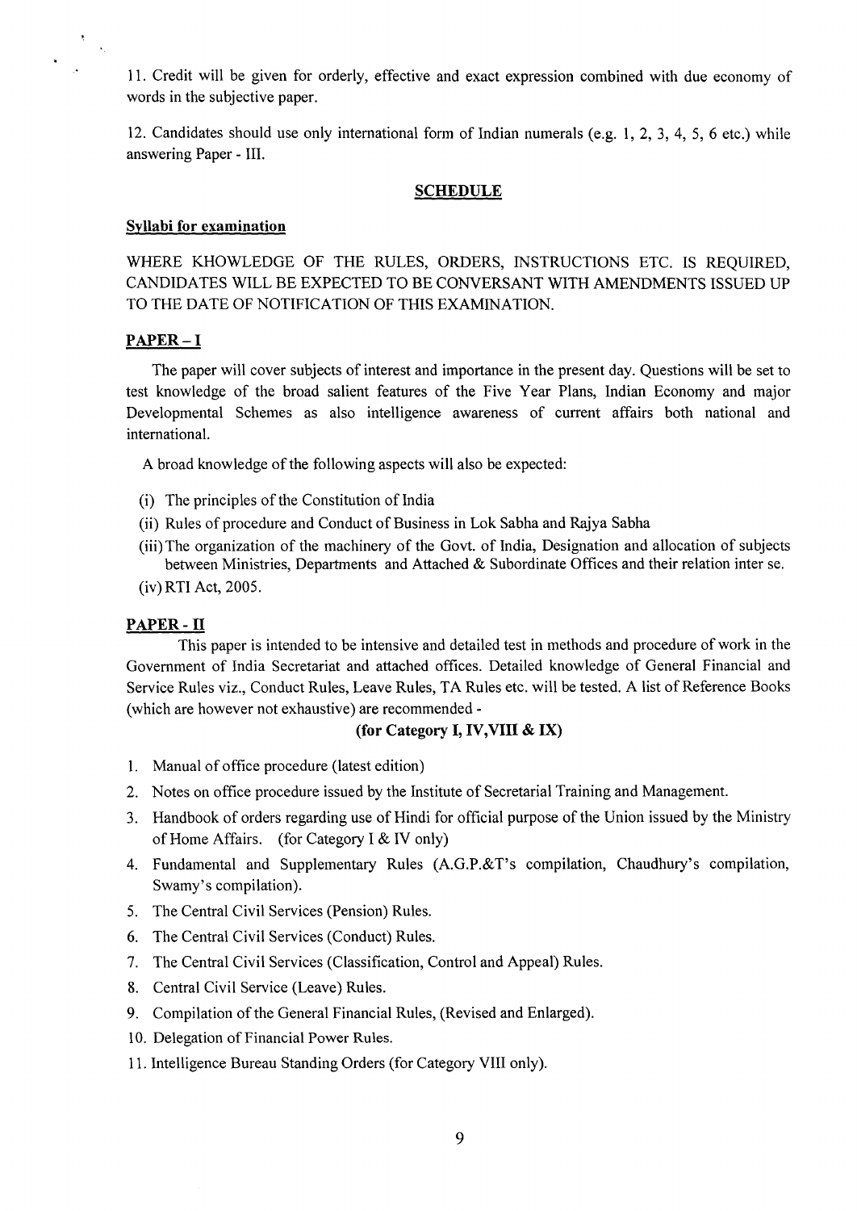11. Credit will be given for orderly, effective and exact expression combined with due economy of words in the subjective paper.

12. Candidates should use only international form of Indian numerals (e.g. 1, 2, 3, 4, 5, 6 etc.) while answering Paper - III.

## SCHEDULE

### Syllabi for examination

WHERE KHOWLEDGE OF THE RULES, ORDERS, INSTRUCTIONS ETC. IS REQUIRED, CANDIDATES WILL BE EXPECTED TO BE CONVERSANT WITH AMENDMENTS ISSUED UP TO THE DATE OF NOTIFICATION OF THIS EXAMINATION.

### PAPER – I

The paper will cover subjects of interest and importance in the present day. Questions will be set to test knowledge of the broad salient features of the Five Year Plans, Indian Economy and major Developmental Schemes as also intelligence awareness of current affairs both national and international.

A broad knowledge of the following aspects will also be expected:

(i) The principles of the Constitution of India
(ii) Rules of procedure and Conduct of Business in Lok Sabha and Rajya Sabha
(iii) The organization of the machinery of the Govt. of India, Designation and allocation of subjects between Ministries, Departments and Attached & Subordinate Offices and their relation inter se.
(iv) RTI Act, 2005.

### PAPER - II

This paper is intended to be intensive and detailed test in methods and procedure of work in the Government of India Secretariat and attached offices. Detailed knowledge of General Financial and Service Rules viz., Conduct Rules, Leave Rules, TA Rules etc. will be tested. A list of Reference Books (which are however not exhaustive) are recommended -

**(for Category I, IV,VIII & IX)**

1. Manual of office procedure (latest edition)
2. Notes on office procedure issued by the Institute of Secretarial Training and Management.
3. Handbook of orders regarding use of Hindi for official purpose of the Union issued by the Ministry of Home Affairs. (for Category I & IV only)
4. Fundamental and Supplementary Rules (A.G.P.&T's compilation, Chaudhury's compilation, Swamy's compilation).
5. The Central Civil Services (Pension) Rules.
6. The Central Civil Services (Conduct) Rules.
7. The Central Civil Services (Classification, Control and Appeal) Rules.
8. Central Civil Service (Leave) Rules.
9. Compilation of the General Financial Rules, (Revised and Enlarged).
10. Delegation of Financial Power Rules.
11. Intelligence Bureau Standing Orders (for Category VIII only).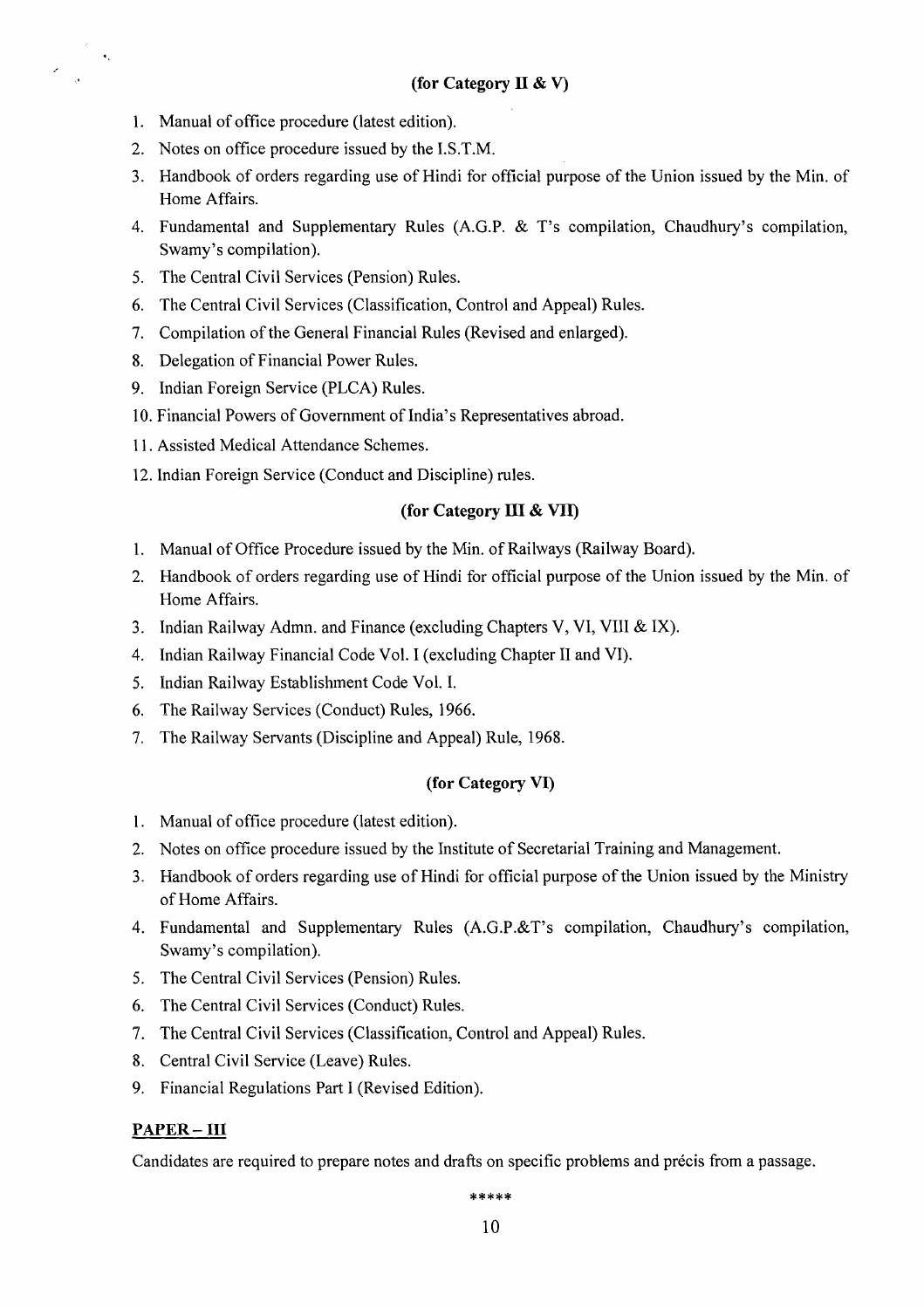### (for Category II & V)

1. Manual of office procedure (latest edition).
2. Notes on office procedure issued by the I.S.T.M.
3. Handbook of orders regarding use of Hindi for official purpose of the Union issued by the Min. of Home Affairs.
4. Fundamental and Supplementary Rules (A.G.P. & T's compilation, Chaudhury's compilation, Swamy's compilation).
5. The Central Civil Services (Pension) Rules.
6. The Central Civil Services (Classification, Control and Appeal) Rules.
7. Compilation of the General Financial Rules (Revised and enlarged).
8. Delegation of Financial Power Rules.
9. Indian Foreign Service (PLCA) Rules.
10. Financial Powers of Government of India's Representatives abroad.
11. Assisted Medical Attendance Schemes.
12. Indian Foreign Service (Conduct and Discipline) rules.

### (for Category III & VII)

1. Manual of Office Procedure issued by the Min. of Railways (Railway Board).
2. Handbook of orders regarding use of Hindi for official purpose of the Union issued by the Min. of Home Affairs.
3. Indian Railway Admn. and Finance (excluding Chapters V, VI, VIII & IX).
4. Indian Railway Financial Code Vol. I (excluding Chapter II and VI).
5. Indian Railway Establishment Code Vol. I.
6. The Railway Services (Conduct) Rules, 1966.
7. The Railway Servants (Discipline and Appeal) Rule, 1968.

### (for Category VI)

1. Manual of office procedure (latest edition).
2. Notes on office procedure issued by the Institute of Secretarial Training and Management.
3. Handbook of orders regarding use of Hindi for official purpose of the Union issued by the Ministry of Home Affairs.
4. Fundamental and Supplementary Rules (A.G.P.&T's compilation, Chaudhury's compilation, Swamy's compilation).
5. The Central Civil Services (Pension) Rules.
6. The Central Civil Services (Conduct) Rules.
7. The Central Civil Services (Classification, Control and Appeal) Rules.
8. Central Civil Service (Leave) Rules.
9. Financial Regulations Part I (Revised Edition).

## PAPER – III

Candidates are required to prepare notes and drafts on specific problems and précis from a passage.

*****